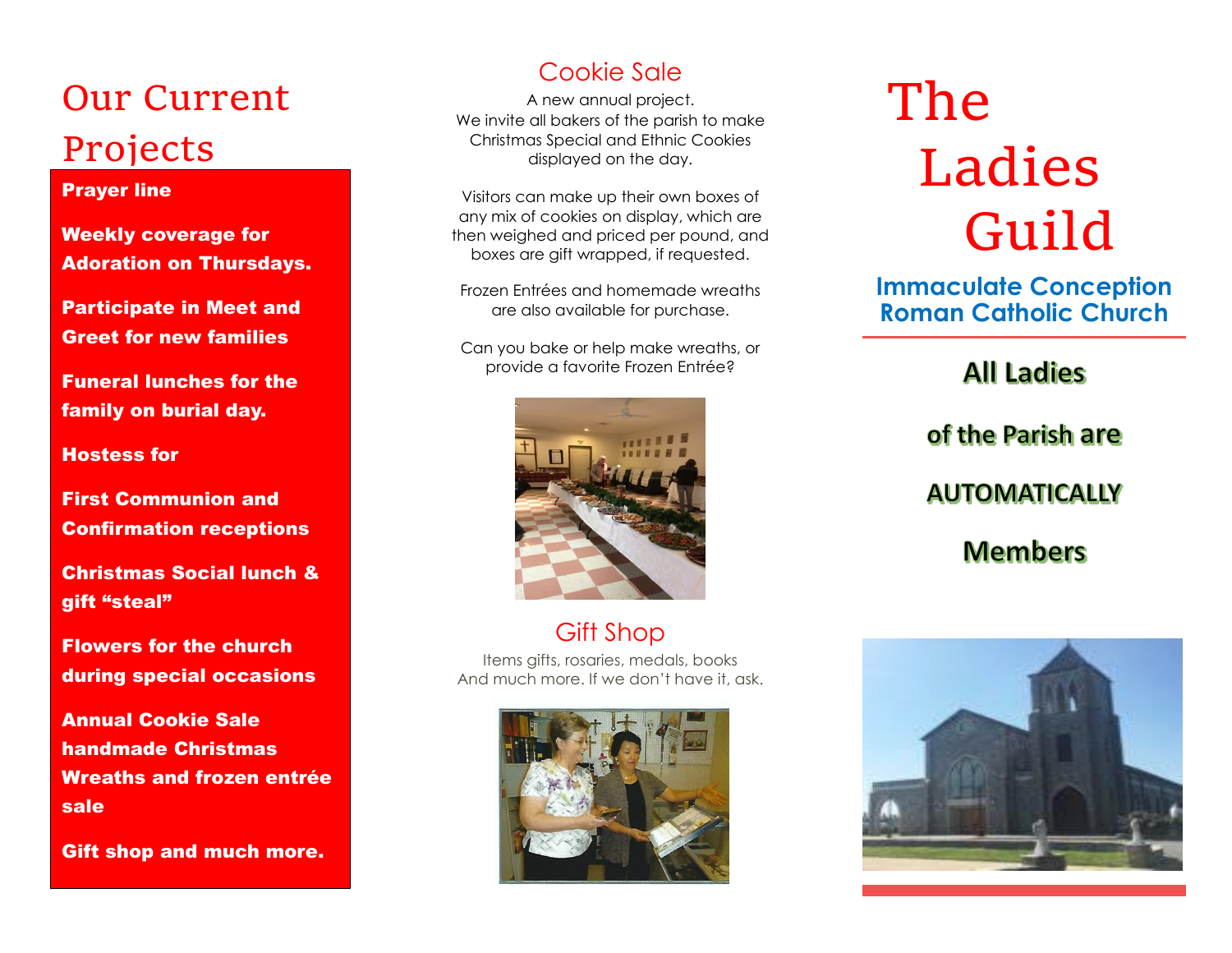# Our Current Projects

**Prayer line**

**Weekly coverage for Adoration on Thursdays.**

**Participate in Meet and Greet for new families**

**Funeral lunches for the family on burial day.**

**Hostess for**

**First Communion and Confirmation receptions**

**Christmas Social lunch & gift "steal"**

**Flowers for the church during special occasions**

**Annual Cookie Sale handmade Christmas Wreaths and frozen entrée sale**

**Gift shop and much more.**

## Cookie Sale

A new annual project.
We invite all bakers of the parish to make Christmas Special and Ethnic Cookies displayed on the day.

Visitors can make up their own boxes of any mix of cookies on display, which are then weighed and priced per pound, and boxes are gift wrapped, if requested.

Frozen Entrées and homemade wreaths are also available for purchase.

Can you bake or help make wreaths, or provide a favorite Frozen Entrée?

## Gift Shop

Items gifts, rosaries, medals, books
And much more. If we don't have it, ask.

# The Ladies Guild

**Immaculate Conception Roman Catholic Church**

**All Ladies**

**of the Parish are**

**AUTOMATICALLY**

**Members**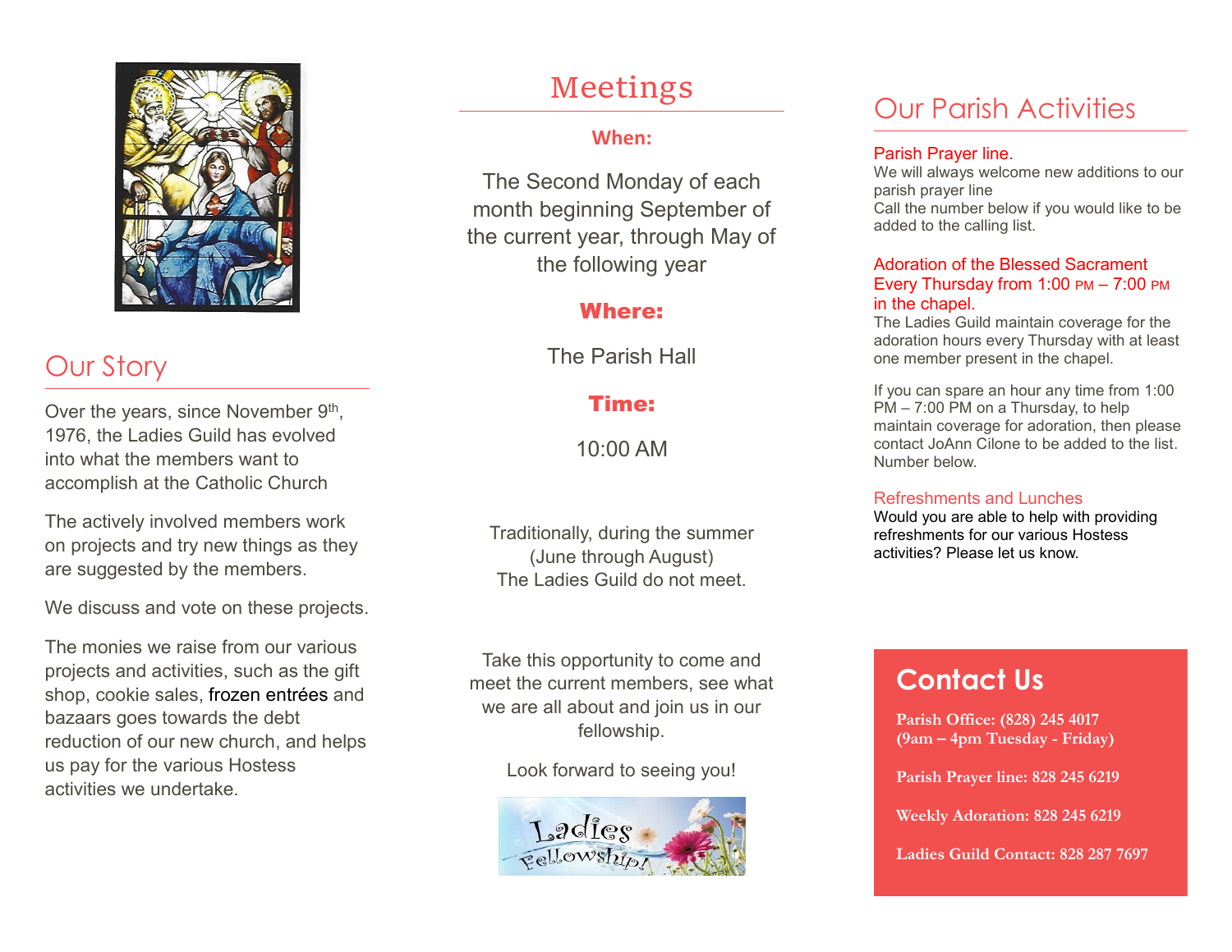## Our Story

Over the years, since November 9th, 1976, the Ladies Guild has evolved into what the members want to accomplish at the Catholic Church

The actively involved members work on projects and try new things as they are suggested by the members.

We discuss and vote on these projects.

The monies we raise from our various projects and activities, such as the gift shop, cookie sales, frozen entrées and bazaars goes towards the debt reduction of our new church, and helps us pay for the various Hostess activities we undertake.

## Meetings

**When:**

The Second Monday of each month beginning September of the current year, through May of the following year

**Where:**

The Parish Hall

**Time:**

10:00 AM

Traditionally, during the summer (June through August) The Ladies Guild do not meet.

Take this opportunity to come and meet the current members, see what we are all about and join us in our fellowship.

Look forward to seeing you!

Ladies Fellowship!

## Our Parish Activities

### Parish Prayer line.

We will always welcome new additions to our parish prayer line
Call the number below if you would like to be added to the calling list.

### Adoration of the Blessed Sacrament Every Thursday from 1:00 PM – 7:00 PM in the chapel.

The Ladies Guild maintain coverage for the adoration hours every Thursday with at least one member present in the chapel.

If you can spare an hour any time from 1:00 PM – 7:00 PM on a Thursday, to help maintain coverage for adoration, then please contact JoAnn Cilone to be added to the list. Number below.

### Refreshments and Lunches

Would you are able to help with providing refreshments for our various Hostess activities? Please let us know.

## Contact Us

**Parish Office: (828) 245 4017**
**(9am – 4pm Tuesday - Friday)**

**Parish Prayer line: 828 245 6219**

**Weekly Adoration: 828 245 6219**

**Ladies Guild Contact: 828 287 7697**